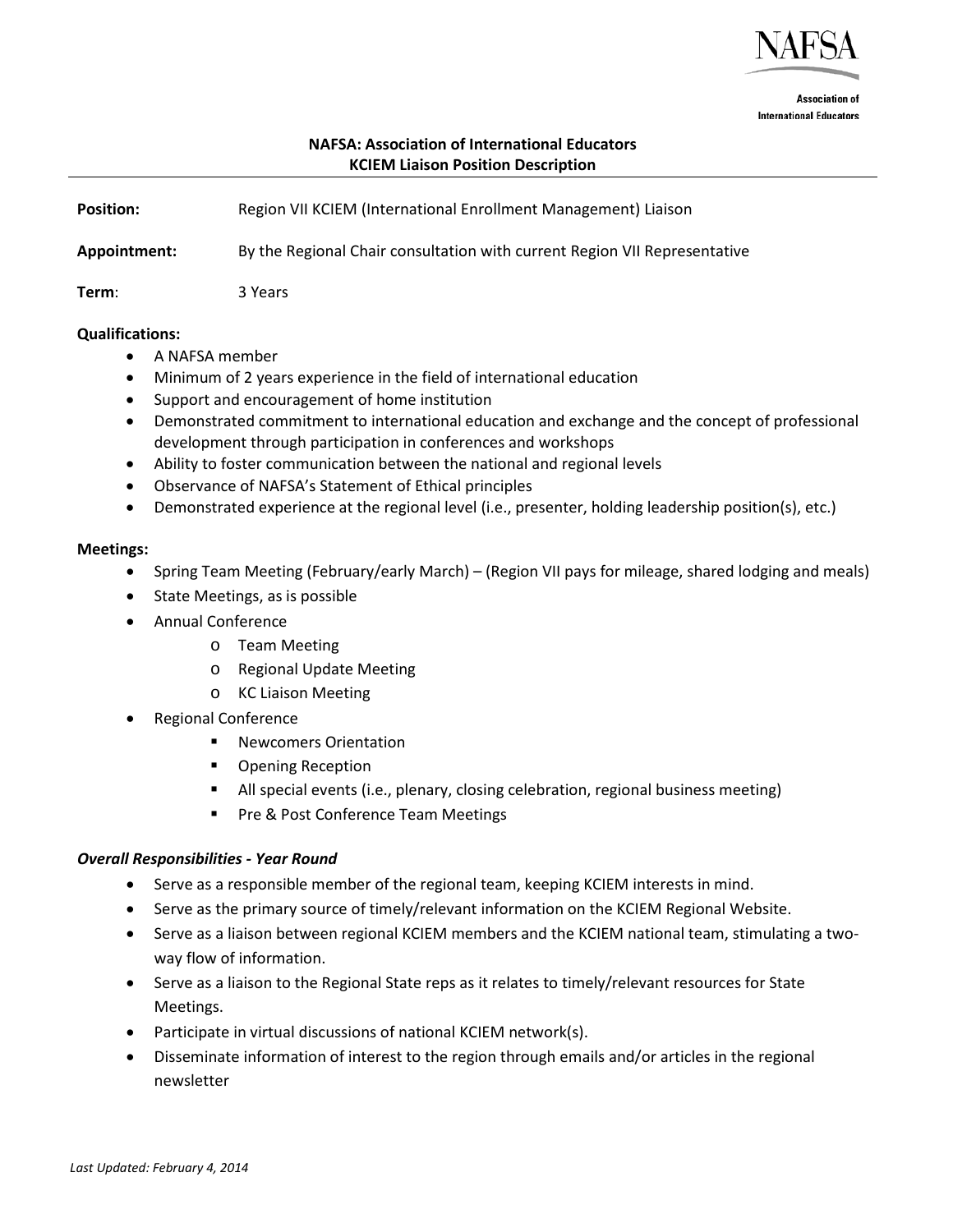NAFSA

Association of International Educators

## NAFSA: Association of International Educators
## KCIEM Liaison Position Description

**Position:** Region VII KCIEM (International Enrollment Management) Liaison

**Appointment:** By the Regional Chair consultation with current Region VII Representative

**Term**: 3 Years

**Qualifications:**

- A NAFSA member
- Minimum of 2 years experience in the field of international education
- Support and encouragement of home institution
- Demonstrated commitment to international education and exchange and the concept of professional development through participation in conferences and workshops
- Ability to foster communication between the national and regional levels
- Observance of NAFSA's Statement of Ethical principles
- Demonstrated experience at the regional level (i.e., presenter, holding leadership position(s), etc.)

**Meetings:**

- Spring Team Meeting (February/early March) – (Region VII pays for mileage, shared lodging and meals)
- State Meetings, as is possible
- Annual Conference
    - Team Meeting
    - Regional Update Meeting
    - KC Liaison Meeting
- Regional Conference
    - Newcomers Orientation
    - Opening Reception
    - All special events (i.e., plenary, closing celebration, regional business meeting)
    - Pre & Post Conference Team Meetings

***Overall Responsibilities - Year Round***

- Serve as a responsible member of the regional team, keeping KCIEM interests in mind.
- Serve as the primary source of timely/relevant information on the KCIEM Regional Website.
- Serve as a liaison between regional KCIEM members and the KCIEM national team, stimulating a two-way flow of information.
- Serve as a liaison to the Regional State reps as it relates to timely/relevant resources for State Meetings.
- Participate in virtual discussions of national KCIEM network(s).
- Disseminate information of interest to the region through emails and/or articles in the regional newsletter

*Last Updated: February 4, 2014*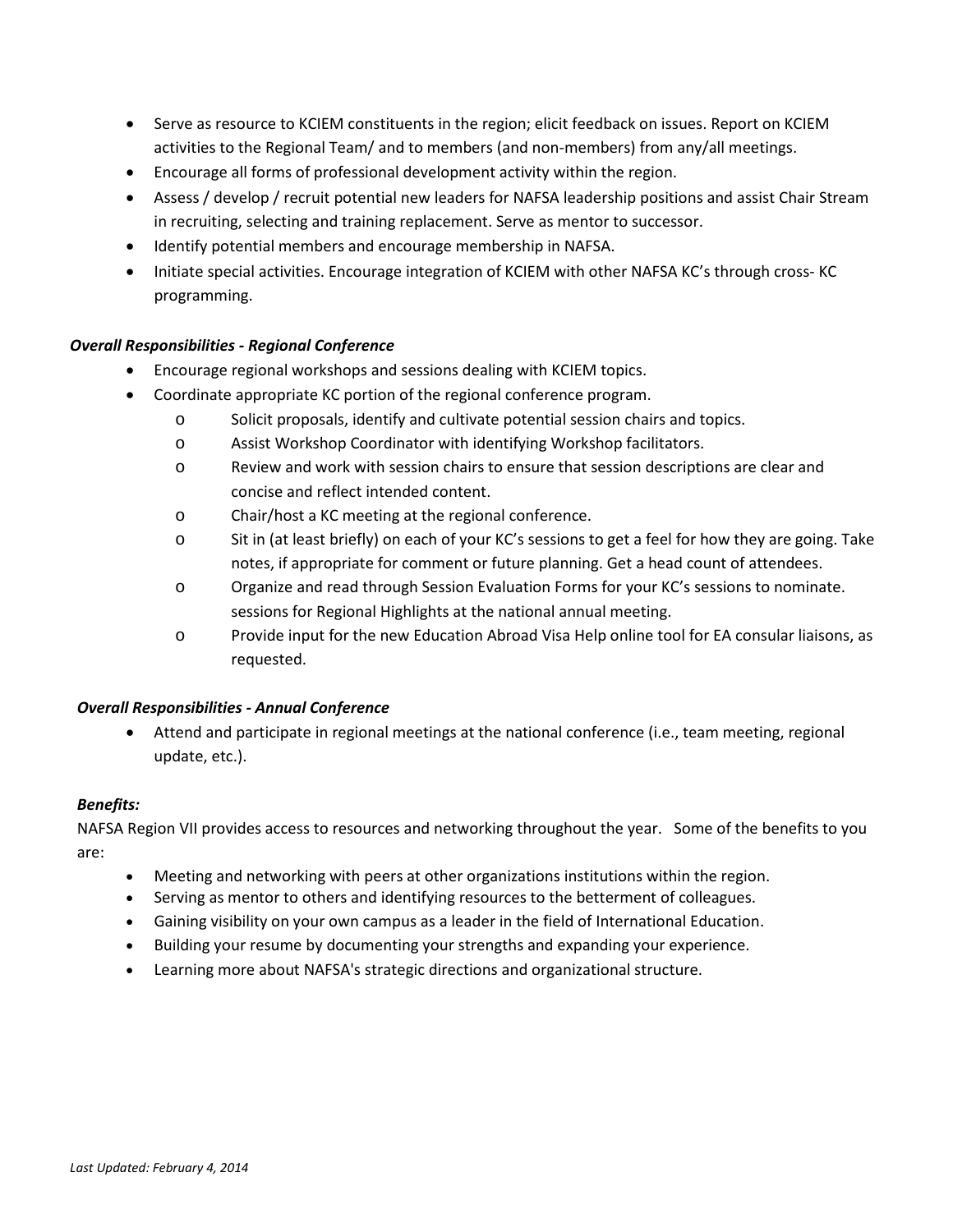- Serve as resource to KCIEM constituents in the region; elicit feedback on issues. Report on KCIEM activities to the Regional Team/ and to members (and non-members) from any/all meetings.
- Encourage all forms of professional development activity within the region.
- Assess / develop / recruit potential new leaders for NAFSA leadership positions and assist Chair Stream in recruiting, selecting and training replacement. Serve as mentor to successor.
- Identify potential members and encourage membership in NAFSA.
- Initiate special activities. Encourage integration of KCIEM with other NAFSA KC's through cross- KC programming.

***Overall Responsibilities - Regional Conference***

- Encourage regional workshops and sessions dealing with KCIEM topics.
- Coordinate appropriate KC portion of the regional conference program.
  - Solicit proposals, identify and cultivate potential session chairs and topics.
  - Assist Workshop Coordinator with identifying Workshop facilitators.
  - Review and work with session chairs to ensure that session descriptions are clear and concise and reflect intended content.
  - Chair/host a KC meeting at the regional conference.
  - Sit in (at least briefly) on each of your KC's sessions to get a feel for how they are going. Take notes, if appropriate for comment or future planning. Get a head count of attendees.
  - Organize and read through Session Evaluation Forms for your KC's sessions to nominate. sessions for Regional Highlights at the national annual meeting.
  - Provide input for the new Education Abroad Visa Help online tool for EA consular liaisons, as requested.

***Overall Responsibilities - Annual Conference***

- Attend and participate in regional meetings at the national conference (i.e., team meeting, regional update, etc.).

***Benefits:***

NAFSA Region VII provides access to resources and networking throughout the year. Some of the benefits to you are:

- Meeting and networking with peers at other organizations institutions within the region.
- Serving as mentor to others and identifying resources to the betterment of colleagues.
- Gaining visibility on your own campus as a leader in the field of International Education.
- Building your resume by documenting your strengths and expanding your experience.
- Learning more about NAFSA's strategic directions and organizational structure.

*Last Updated: February 4, 2014*